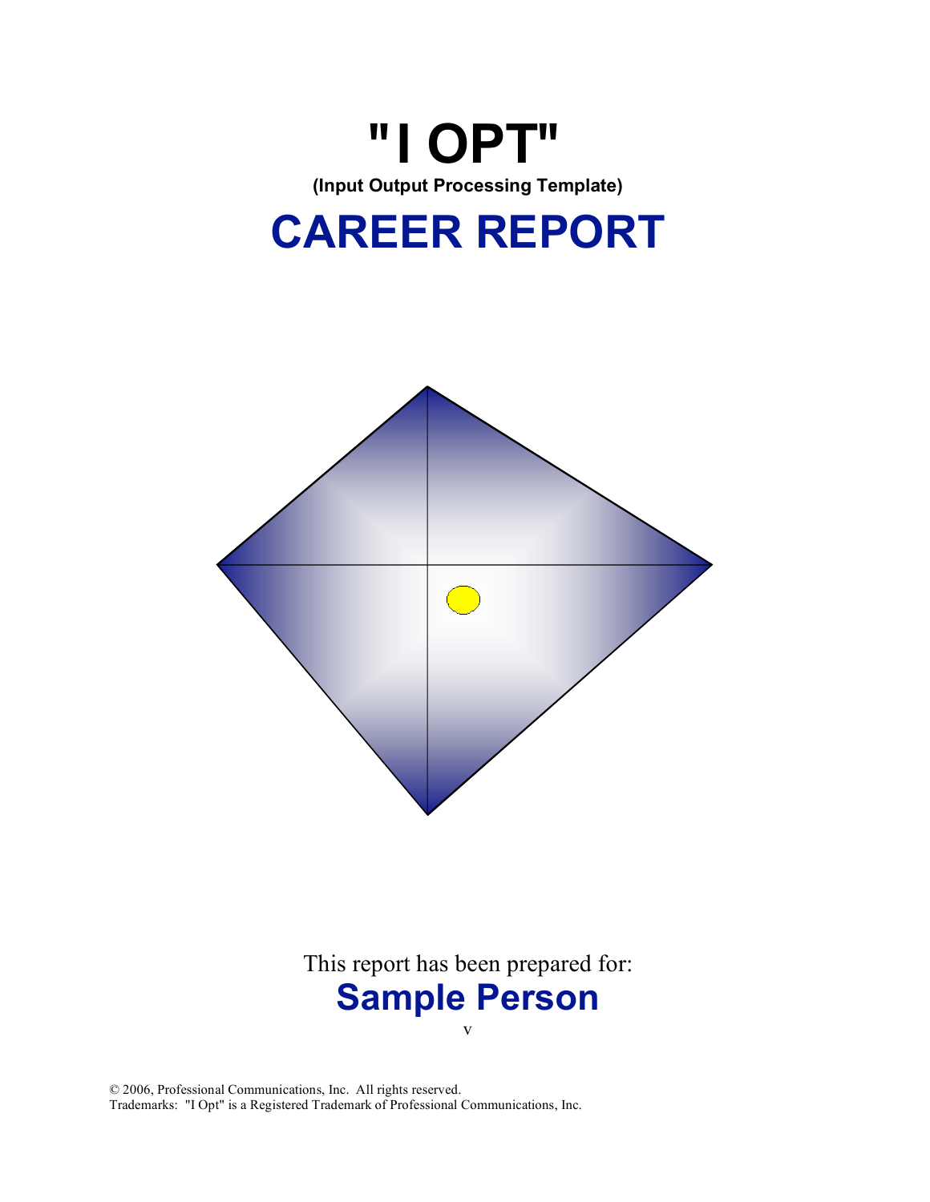# "I OPT"

**(Input Output Processing Template)**

# CAREER REPORT

This report has been prepared for:

## Sample Person

v

© 2006, Professional Communications, Inc. All rights reserved.
Trademarks: "I Opt" is a Registered Trademark of Professional Communications, Inc.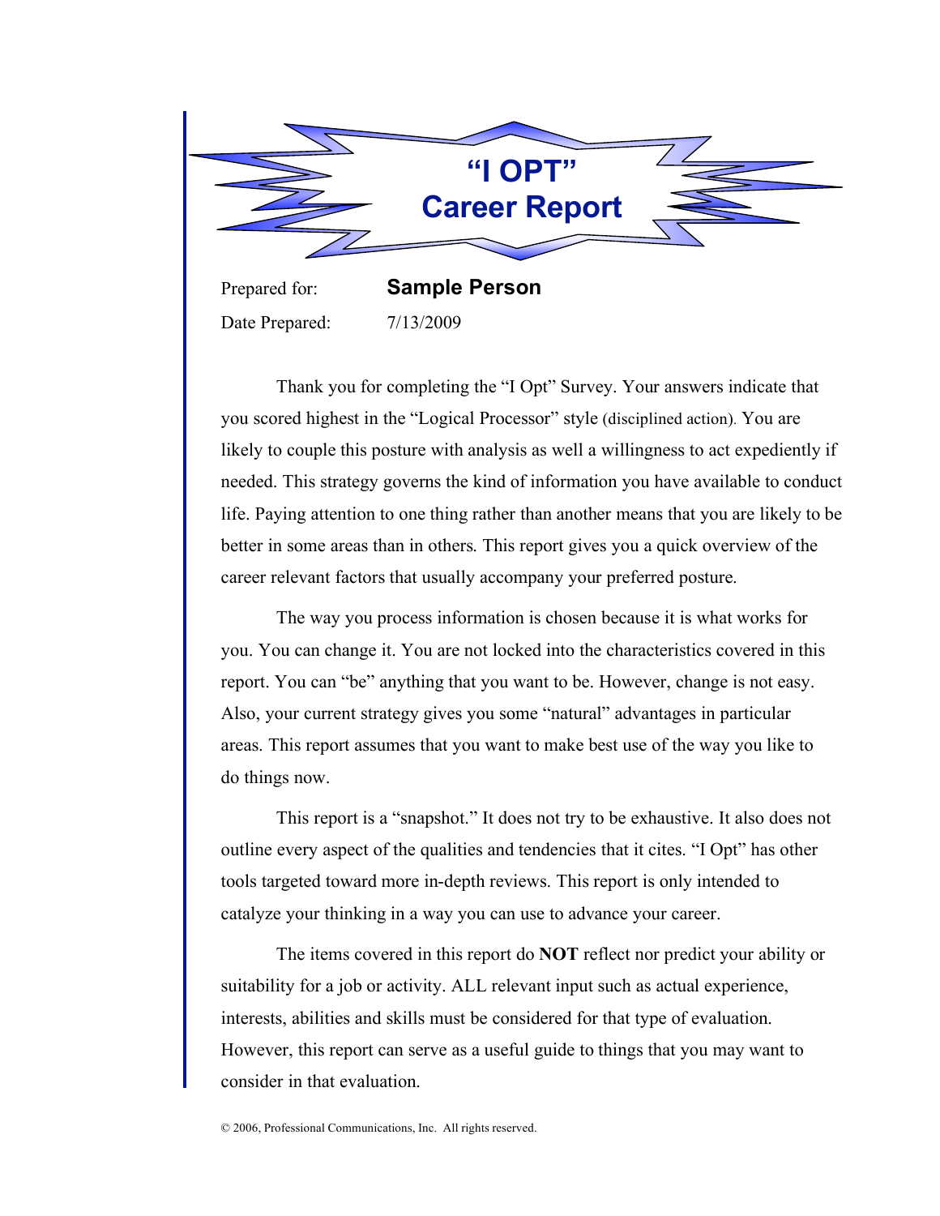# "I OPT" Career Report

Prepared for: **Sample Person**

Date Prepared: 7/13/2009

Thank you for completing the "I Opt" Survey. Your answers indicate that you scored highest in the "Logical Processor" style (disciplined action). You are likely to couple this posture with analysis as well a willingness to act expediently if needed. This strategy governs the kind of information you have available to conduct life. Paying attention to one thing rather than another means that you are likely to be better in some areas than in others. This report gives you a quick overview of the career relevant factors that usually accompany your preferred posture.

The way you process information is chosen because it is what works for you. You can change it. You are not locked into the characteristics covered in this report. You can "be" anything that you want to be. However, change is not easy. Also, your current strategy gives you some "natural" advantages in particular areas. This report assumes that you want to make best use of the way you like to do things now.

This report is a "snapshot." It does not try to be exhaustive. It also does not outline every aspect of the qualities and tendencies that it cites. "I Opt" has other tools targeted toward more in-depth reviews. This report is only intended to catalyze your thinking in a way you can use to advance your career.

The items covered in this report do **NOT** reflect nor predict your ability or suitability for a job or activity. ALL relevant input such as actual experience, interests, abilities and skills must be considered for that type of evaluation. However, this report can serve as a useful guide to things that you may want to consider in that evaluation.

© 2006, Professional Communications, Inc. All rights reserved.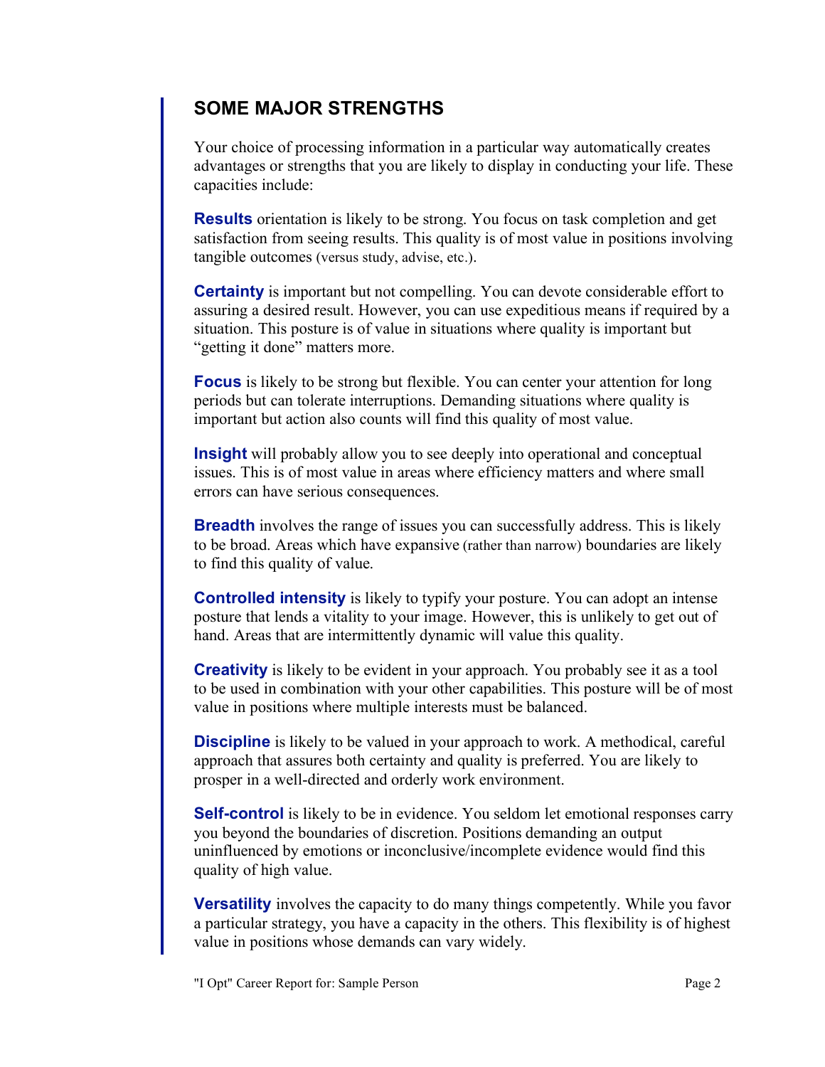## SOME MAJOR STRENGTHS

Your choice of processing information in a particular way automatically creates advantages or strengths that you are likely to display in conducting your life. These capacities include:

**Results** orientation is likely to be strong. You focus on task completion and get satisfaction from seeing results. This quality is of most value in positions involving tangible outcomes (versus study, advise, etc.).

**Certainty** is important but not compelling. You can devote considerable effort to assuring a desired result. However, you can use expeditious means if required by a situation. This posture is of value in situations where quality is important but "getting it done" matters more.

**Focus** is likely to be strong but flexible. You can center your attention for long periods but can tolerate interruptions. Demanding situations where quality is important but action also counts will find this quality of most value.

**Insight** will probably allow you to see deeply into operational and conceptual issues. This is of most value in areas where efficiency matters and where small errors can have serious consequences.

**Breadth** involves the range of issues you can successfully address. This is likely to be broad. Areas which have expansive (rather than narrow) boundaries are likely to find this quality of value.

**Controlled intensity** is likely to typify your posture. You can adopt an intense posture that lends a vitality to your image. However, this is unlikely to get out of hand. Areas that are intermittently dynamic will value this quality.

**Creativity** is likely to be evident in your approach. You probably see it as a tool to be used in combination with your other capabilities. This posture will be of most value in positions where multiple interests must be balanced.

**Discipline** is likely to be valued in your approach to work. A methodical, careful approach that assures both certainty and quality is preferred. You are likely to prosper in a well-directed and orderly work environment.

**Self-control** is likely to be in evidence. You seldom let emotional responses carry you beyond the boundaries of discretion. Positions demanding an output uninfluenced by emotions or inconclusive/incomplete evidence would find this quality of high value.

**Versatility** involves the capacity to do many things competently. While you favor a particular strategy, you have a capacity in the others. This flexibility is of highest value in positions whose demands can vary widely.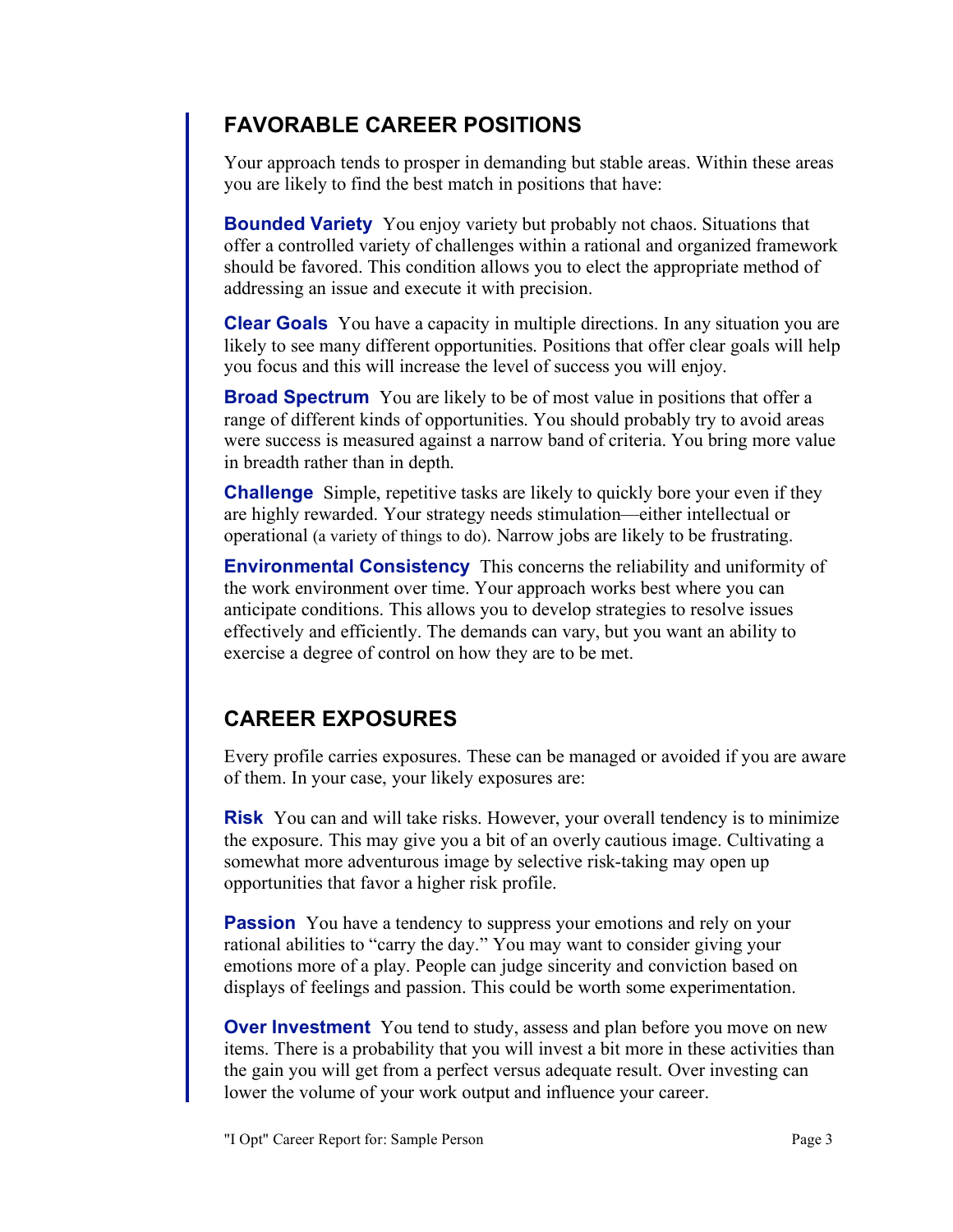## FAVORABLE CAREER POSITIONS

Your approach tends to prosper in demanding but stable areas. Within these areas you are likely to find the best match in positions that have:

**Bounded Variety** You enjoy variety but probably not chaos. Situations that offer a controlled variety of challenges within a rational and organized framework should be favored. This condition allows you to elect the appropriate method of addressing an issue and execute it with precision.

**Clear Goals** You have a capacity in multiple directions. In any situation you are likely to see many different opportunities. Positions that offer clear goals will help you focus and this will increase the level of success you will enjoy.

**Broad Spectrum** You are likely to be of most value in positions that offer a range of different kinds of opportunities. You should probably try to avoid areas were success is measured against a narrow band of criteria. You bring more value in breadth rather than in depth.

**Challenge** Simple, repetitive tasks are likely to quickly bore your even if they are highly rewarded. Your strategy needs stimulation—either intellectual or operational (a variety of things to do). Narrow jobs are likely to be frustrating.

**Environmental Consistency** This concerns the reliability and uniformity of the work environment over time. Your approach works best where you can anticipate conditions. This allows you to develop strategies to resolve issues effectively and efficiently. The demands can vary, but you want an ability to exercise a degree of control on how they are to be met.

## CAREER EXPOSURES

Every profile carries exposures. These can be managed or avoided if you are aware of them. In your case, your likely exposures are:

**Risk** You can and will take risks. However, your overall tendency is to minimize the exposure. This may give you a bit of an overly cautious image. Cultivating a somewhat more adventurous image by selective risk-taking may open up opportunities that favor a higher risk profile.

**Passion** You have a tendency to suppress your emotions and rely on your rational abilities to "carry the day." You may want to consider giving your emotions more of a play. People can judge sincerity and conviction based on displays of feelings and passion. This could be worth some experimentation.

**Over Investment** You tend to study, assess and plan before you move on new items. There is a probability that you will invest a bit more in these activities than the gain you will get from a perfect versus adequate result. Over investing can lower the volume of your work output and influence your career.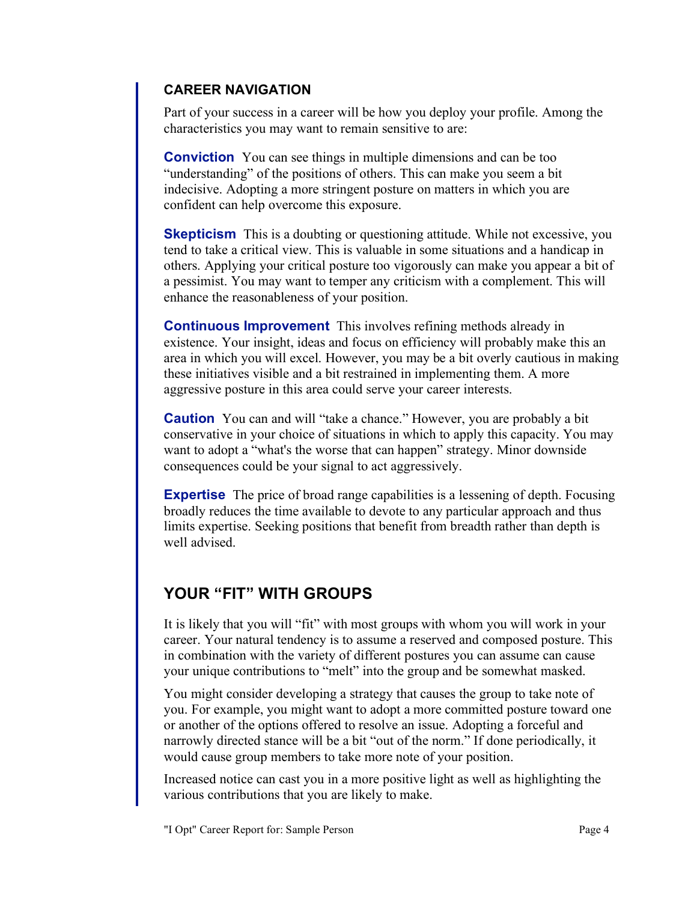## CAREER NAVIGATION

Part of your success in a career will be how you deploy your profile. Among the characteristics you may want to remain sensitive to are:

**Conviction** You can see things in multiple dimensions and can be too “understanding” of the positions of others. This can make you seem a bit indecisive. Adopting a more stringent posture on matters in which you are confident can help overcome this exposure.

**Skepticism** This is a doubting or questioning attitude. While not excessive, you tend to take a critical view. This is valuable in some situations and a handicap in others. Applying your critical posture too vigorously can make you appear a bit of a pessimist. You may want to temper any criticism with a complement. This will enhance the reasonableness of your position.

**Continuous Improvement** This involves refining methods already in existence. Your insight, ideas and focus on efficiency will probably make this an area in which you will excel. However, you may be a bit overly cautious in making these initiatives visible and a bit restrained in implementing them. A more aggressive posture in this area could serve your career interests.

**Caution** You can and will “take a chance.” However, you are probably a bit conservative in your choice of situations in which to apply this capacity. You may want to adopt a “what's the worse that can happen” strategy. Minor downside consequences could be your signal to act aggressively.

**Expertise** The price of broad range capabilities is a lessening of depth. Focusing broadly reduces the time available to devote to any particular approach and thus limits expertise. Seeking positions that benefit from breadth rather than depth is well advised.

## YOUR “FIT” WITH GROUPS

It is likely that you will “fit” with most groups with whom you will work in your career. Your natural tendency is to assume a reserved and composed posture. This in combination with the variety of different postures you can assume can cause your unique contributions to “melt” into the group and be somewhat masked.

You might consider developing a strategy that causes the group to take note of you. For example, you might want to adopt a more committed posture toward one or another of the options offered to resolve an issue. Adopting a forceful and narrowly directed stance will be a bit “out of the norm.” If done periodically, it would cause group members to take more note of your position.

Increased notice can cast you in a more positive light as well as highlighting the various contributions that you are likely to make.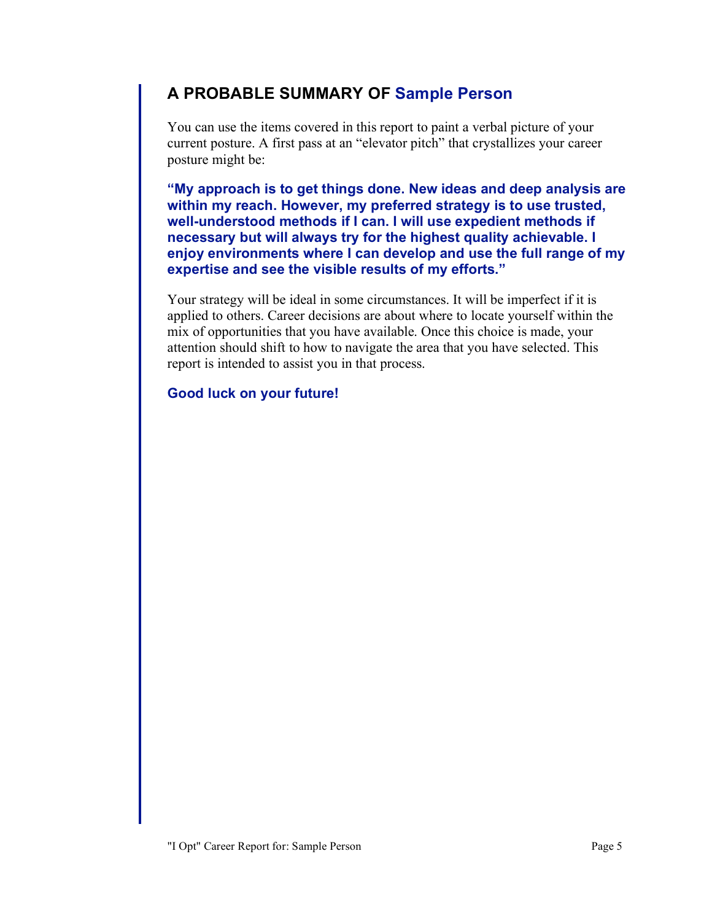## A PROBABLE SUMMARY OF Sample Person

You can use the items covered in this report to paint a verbal picture of your current posture. A first pass at an “elevator pitch” that crystallizes your career posture might be:

**“My approach is to get things done. New ideas and deep analysis are within my reach. However, my preferred strategy is to use trusted, well-understood methods if I can. I will use expedient methods if necessary but will always try for the highest quality achievable. I enjoy environments where I can develop and use the full range of my expertise and see the visible results of my efforts.”**

Your strategy will be ideal in some circumstances. It will be imperfect if it is applied to others. Career decisions are about where to locate yourself within the mix of opportunities that you have available. Once this choice is made, your attention should shift to how to navigate the area that you have selected. This report is intended to assist you in that process.

**Good luck on your future!**